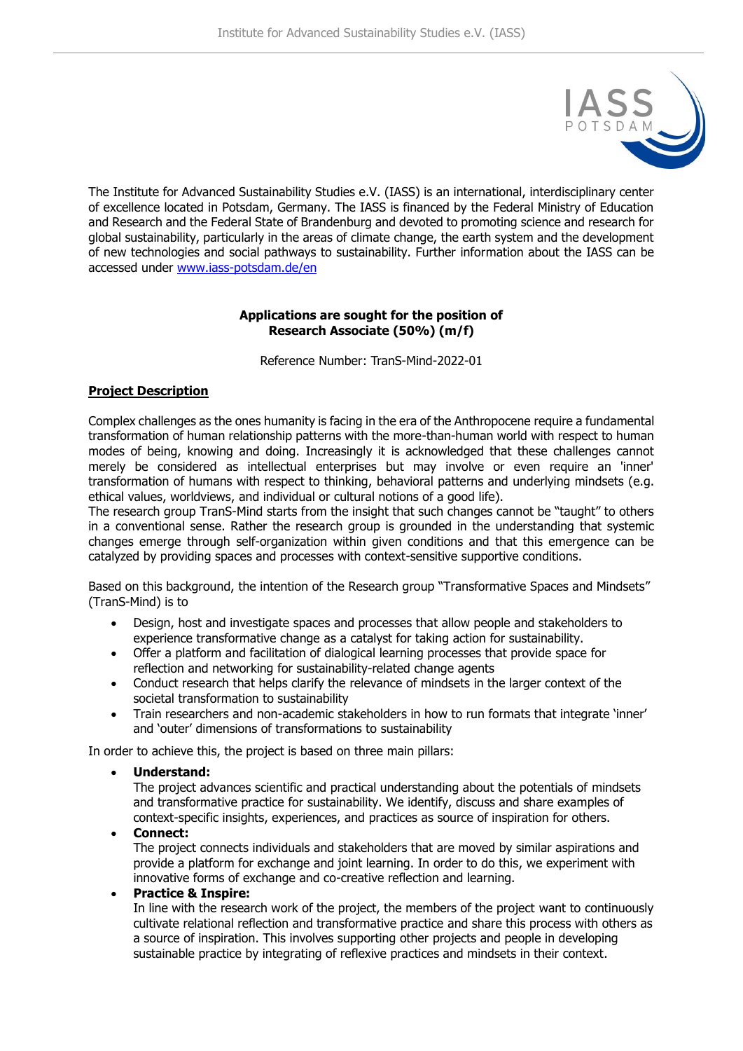The Institute for Advanced Sustainability Studies e.V. (IASS) is an international, interdisciplinary center of excellence located in Potsdam, Germany. The IASS is financed by the Federal Ministry of Education and Research and the Federal State of Brandenburg and devoted to promoting science and research for global sustainability, particularly in the areas of climate change, the earth system and the development of new technologies and social pathways to sustainability. Further information about the IASS can be accessed under [www.iass-potsdam.de/en](www.iass-potsdam.de/en)

**Applications are sought for the position of**
**Research Associate (50%) (m/f)**

Reference Number: TranS-Mind-2022-01

## Project Description

Complex challenges as the ones humanity is facing in the era of the Anthropocene require a fundamental transformation of human relationship patterns with the more-than-human world with respect to human modes of being, knowing and doing. Increasingly it is acknowledged that these challenges cannot merely be considered as intellectual enterprises but may involve or even require an 'inner' transformation of humans with respect to thinking, behavioral patterns and underlying mindsets (e.g. ethical values, worldviews, and individual or cultural notions of a good life).
The research group TranS-Mind starts from the insight that such changes cannot be "taught" to others in a conventional sense. Rather the research group is grounded in the understanding that systemic changes emerge through self-organization within given conditions and that this emergence can be catalyzed by providing spaces and processes with context-sensitive supportive conditions.

Based on this background, the intention of the Research group "Transformative Spaces and Mindsets" (TranS-Mind) is to

- Design, host and investigate spaces and processes that allow people and stakeholders to experience transformative change as a catalyst for taking action for sustainability.
- Offer a platform and facilitation of dialogical learning processes that provide space for reflection and networking for sustainability-related change agents
- Conduct research that helps clarify the relevance of mindsets in the larger context of the societal transformation to sustainability
- Train researchers and non-academic stakeholders in how to run formats that integrate 'inner' and 'outer' dimensions of transformations to sustainability

In order to achieve this, the project is based on three main pillars:

- **Understand:**
  The project advances scientific and practical understanding about the potentials of mindsets and transformative practice for sustainability. We identify, discuss and share examples of context-specific insights, experiences, and practices as source of inspiration for others.
- **Connect:**
  The project connects individuals and stakeholders that are moved by similar aspirations and provide a platform for exchange and joint learning. In order to do this, we experiment with innovative forms of exchange and co-creative reflection and learning.
- **Practice & Inspire:**
  In line with the research work of the project, the members of the project want to continuously cultivate relational reflection and transformative practice and share this process with others as a source of inspiration. This involves supporting other projects and people in developing sustainable practice by integrating of reflexive practices and mindsets in their context.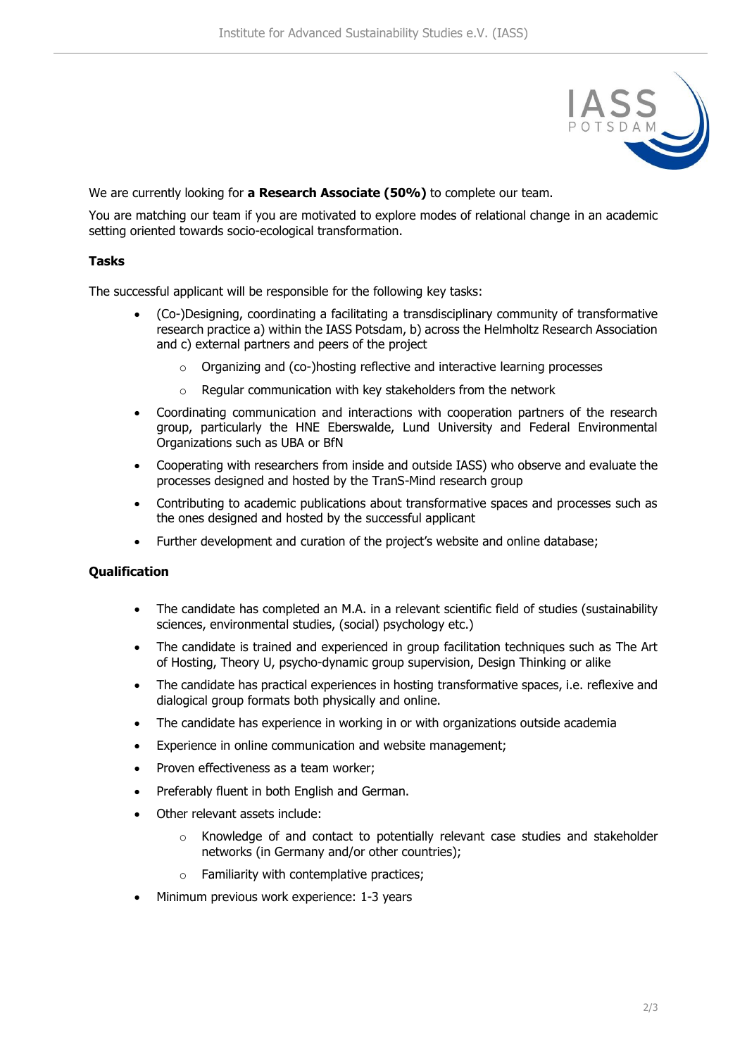We are currently looking for **a Research Associate (50%)** to complete our team.

You are matching our team if you are motivated to explore modes of relational change in an academic setting oriented towards socio-ecological transformation.

**Tasks**

The successful applicant will be responsible for the following key tasks:

- (Co-)Designing, coordinating a facilitating a transdisciplinary community of transformative research practice a) within the IASS Potsdam, b) across the Helmholtz Research Association and c) external partners and peers of the project
  - Organizing and (co-)hosting reflective and interactive learning processes
  - Regular communication with key stakeholders from the network
- Coordinating communication and interactions with cooperation partners of the research group, particularly the HNE Eberswalde, Lund University and Federal Environmental Organizations such as UBA or BfN
- Cooperating with researchers from inside and outside IASS) who observe and evaluate the processes designed and hosted by the TranS-Mind research group
- Contributing to academic publications about transformative spaces and processes such as the ones designed and hosted by the successful applicant
- Further development and curation of the project's website and online database;

**Qualification**

- The candidate has completed an M.A. in a relevant scientific field of studies (sustainability sciences, environmental studies, (social) psychology etc.)
- The candidate is trained and experienced in group facilitation techniques such as The Art of Hosting, Theory U, psycho-dynamic group supervision, Design Thinking or alike
- The candidate has practical experiences in hosting transformative spaces, i.e. reflexive and dialogical group formats both physically and online.
- The candidate has experience in working in or with organizations outside academia
- Experience in online communication and website management;
- Proven effectiveness as a team worker;
- Preferably fluent in both English and German.
- Other relevant assets include:
  - Knowledge of and contact to potentially relevant case studies and stakeholder networks (in Germany and/or other countries);
  - Familiarity with contemplative practices;
- Minimum previous work experience: 1-3 years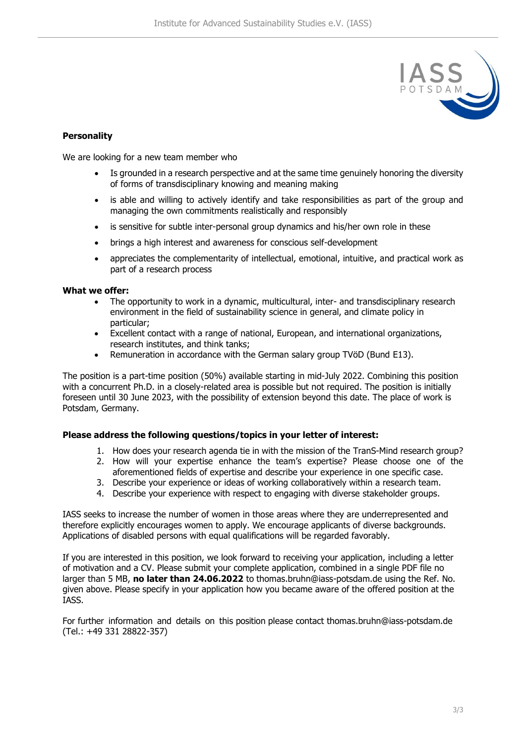**Personality**

We are looking for a new team member who

- Is grounded in a research perspective and at the same time genuinely honoring the diversity of forms of transdisciplinary knowing and meaning making
- is able and willing to actively identify and take responsibilities as part of the group and managing the own commitments realistically and responsibly
- is sensitive for subtle inter-personal group dynamics and his/her own role in these
- brings a high interest and awareness for conscious self-development
- appreciates the complementarity of intellectual, emotional, intuitive, and practical work as part of a research process

**What we offer:**

- The opportunity to work in a dynamic, multicultural, inter- and transdisciplinary research environment in the field of sustainability science in general, and climate policy in particular;
- Excellent contact with a range of national, European, and international organizations, research institutes, and think tanks;
- Remuneration in accordance with the German salary group TVöD (Bund E13).

The position is a part-time position (50%) available starting in mid-July 2022. Combining this position with a concurrent Ph.D. in a closely-related area is possible but not required. The position is initially foreseen until 30 June 2023, with the possibility of extension beyond this date. The place of work is Potsdam, Germany.

**Please address the following questions/topics in your letter of interest:**

1. How does your research agenda tie in with the mission of the TranS-Mind research group?
2. How will your expertise enhance the team's expertise? Please choose one of the aforementioned fields of expertise and describe your experience in one specific case.
3. Describe your experience or ideas of working collaboratively within a research team.
4. Describe your experience with respect to engaging with diverse stakeholder groups.

IASS seeks to increase the number of women in those areas where they are underrepresented and therefore explicitly encourages women to apply. We encourage applicants of diverse backgrounds. Applications of disabled persons with equal qualifications will be regarded favorably.

If you are interested in this position, we look forward to receiving your application, including a letter of motivation and a CV. Please submit your complete application, combined in a single PDF file no larger than 5 MB, **no later than 24.06.2022** to thomas.bruhn@iass-potsdam.de using the Ref. No. given above. Please specify in your application how you became aware of the offered position at the IASS.

For further information and details on this position please contact thomas.bruhn@iass-potsdam.de (Tel.: +49 331 28822-357)